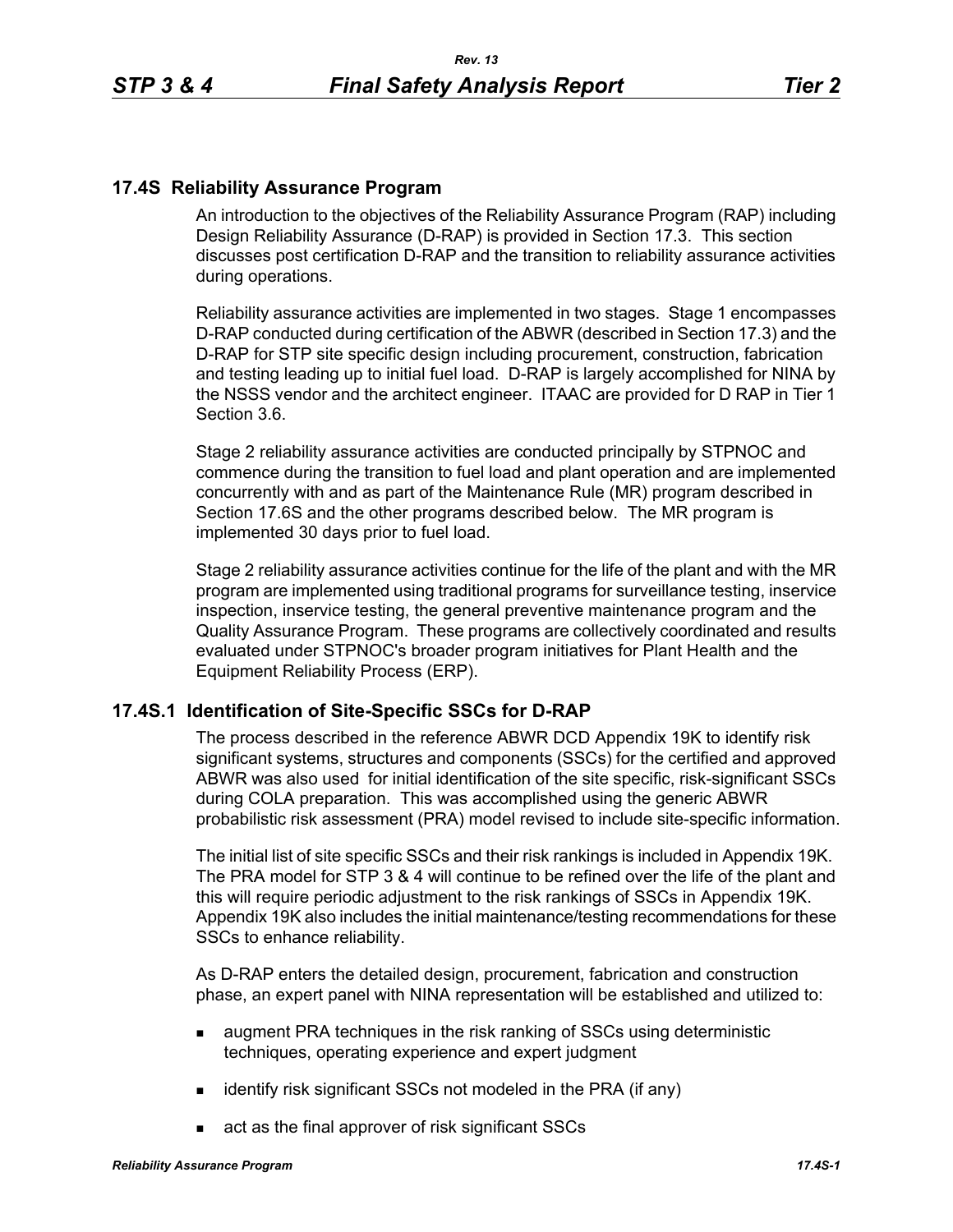## 17.4S Reliability Assurance Program

An introduction to the objectives of the Reliability Assurance Program (RAP) including Design Reliability Assurance (D-RAP) is provided in Section 17.3. This section discusses post certification D-RAP and the transition to reliability assurance activities during operations.

Reliability assurance activities are implemented in two stages. Stage 1 encompasses D-RAP conducted during certification of the ABWR (described in Section 17.3) and the D-RAP for STP site specific design including procurement, construction, fabrication and testing leading up to initial fuel load. D-RAP is largely accomplished for NINA by the NSSS vendor and the architect engineer. ITAAC are provided for D RAP in Tier 1 Section 3.6.

Stage 2 reliability assurance activities are conducted principally by STPNOC and commence during the transition to fuel load and plant operation and are implemented concurrently with and as part of the Maintenance Rule (MR) program described in Section 17.6S and the other programs described below. The MR program is implemented 30 days prior to fuel load.

Stage 2 reliability assurance activities continue for the life of the plant and with the MR program are implemented using traditional programs for surveillance testing, inservice inspection, inservice testing, the general preventive maintenance program and the Quality Assurance Program. These programs are collectively coordinated and results evaluated under STPNOC's broader program initiatives for Plant Health and the Equipment Reliability Process (ERP).

## 17.4S.1 Identification of Site-Specific SSCs for D-RAP

The process described in the reference ABWR DCD Appendix 19K to identify risk significant systems, structures and components (SSCs) for the certified and approved ABWR was also used for initial identification of the site specific, risk-significant SSCs during COLA preparation. This was accomplished using the generic ABWR probabilistic risk assessment (PRA) model revised to include site-specific information.

The initial list of site specific SSCs and their risk rankings is included in Appendix 19K. The PRA model for STP 3 & 4 will continue to be refined over the life of the plant and this will require periodic adjustment to the risk rankings of SSCs in Appendix 19K. Appendix 19K also includes the initial maintenance/testing recommendations for these SSCs to enhance reliability.

As D-RAP enters the detailed design, procurement, fabrication and construction phase, an expert panel with NINA representation will be established and utilized to:

- augment PRA techniques in the risk ranking of SSCs using deterministic techniques, operating experience and expert judgment
- identify risk significant SSCs not modeled in the PRA (if any)
- act as the final approver of risk significant SSCs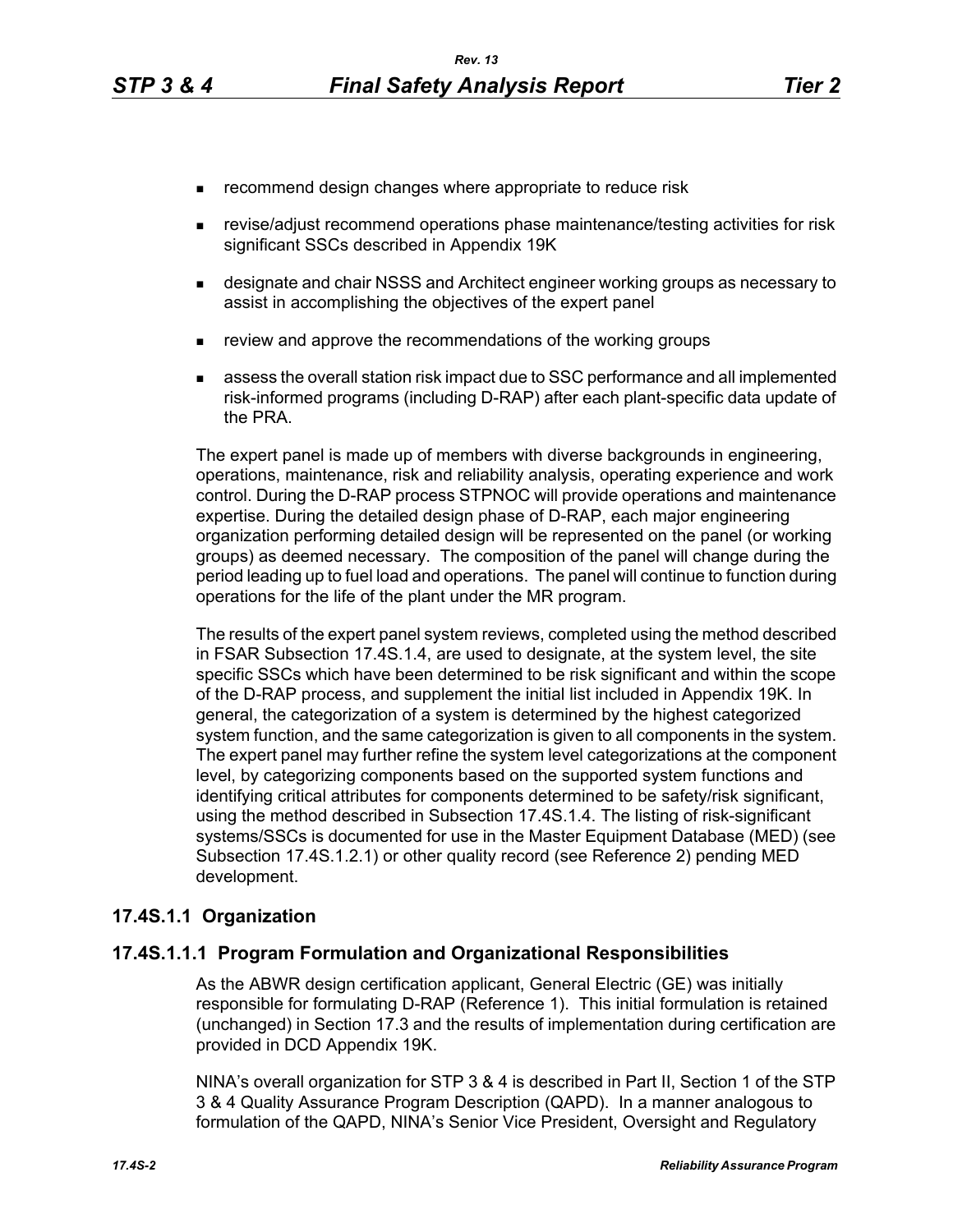- recommend design changes where appropriate to reduce risk
- revise/adjust recommend operations phase maintenance/testing activities for risk significant SSCs described in Appendix 19K
- designate and chair NSSS and Architect engineer working groups as necessary to assist in accomplishing the objectives of the expert panel
- review and approve the recommendations of the working groups
- assess the overall station risk impact due to SSC performance and all implemented risk-informed programs (including D-RAP) after each plant-specific data update of the PRA.

The expert panel is made up of members with diverse backgrounds in engineering, operations, maintenance, risk and reliability analysis, operating experience and work control. During the D-RAP process STPNOC will provide operations and maintenance expertise. During the detailed design phase of D-RAP, each major engineering organization performing detailed design will be represented on the panel (or working groups) as deemed necessary. The composition of the panel will change during the period leading up to fuel load and operations. The panel will continue to function during operations for the life of the plant under the MR program.

The results of the expert panel system reviews, completed using the method described in FSAR Subsection 17.4S.1.4, are used to designate, at the system level, the site specific SSCs which have been determined to be risk significant and within the scope of the D-RAP process, and supplement the initial list included in Appendix 19K. In general, the categorization of a system is determined by the highest categorized system function, and the same categorization is given to all components in the system. The expert panel may further refine the system level categorizations at the component level, by categorizing components based on the supported system functions and identifying critical attributes for components determined to be safety/risk significant, using the method described in Subsection 17.4S.1.4. The listing of risk-significant systems/SSCs is documented for use in the Master Equipment Database (MED) (see Subsection 17.4S.1.2.1) or other quality record (see Reference 2) pending MED development.

## 17.4S.1.1 Organization

### 17.4S.1.1.1 Program Formulation and Organizational Responsibilities

As the ABWR design certification applicant, General Electric (GE) was initially responsible for formulating D-RAP (Reference 1). This initial formulation is retained (unchanged) in Section 17.3 and the results of implementation during certification are provided in DCD Appendix 19K.

NINA's overall organization for STP 3 & 4 is described in Part II, Section 1 of the STP 3 & 4 Quality Assurance Program Description (QAPD). In a manner analogous to formulation of the QAPD, NINA's Senior Vice President, Oversight and Regulatory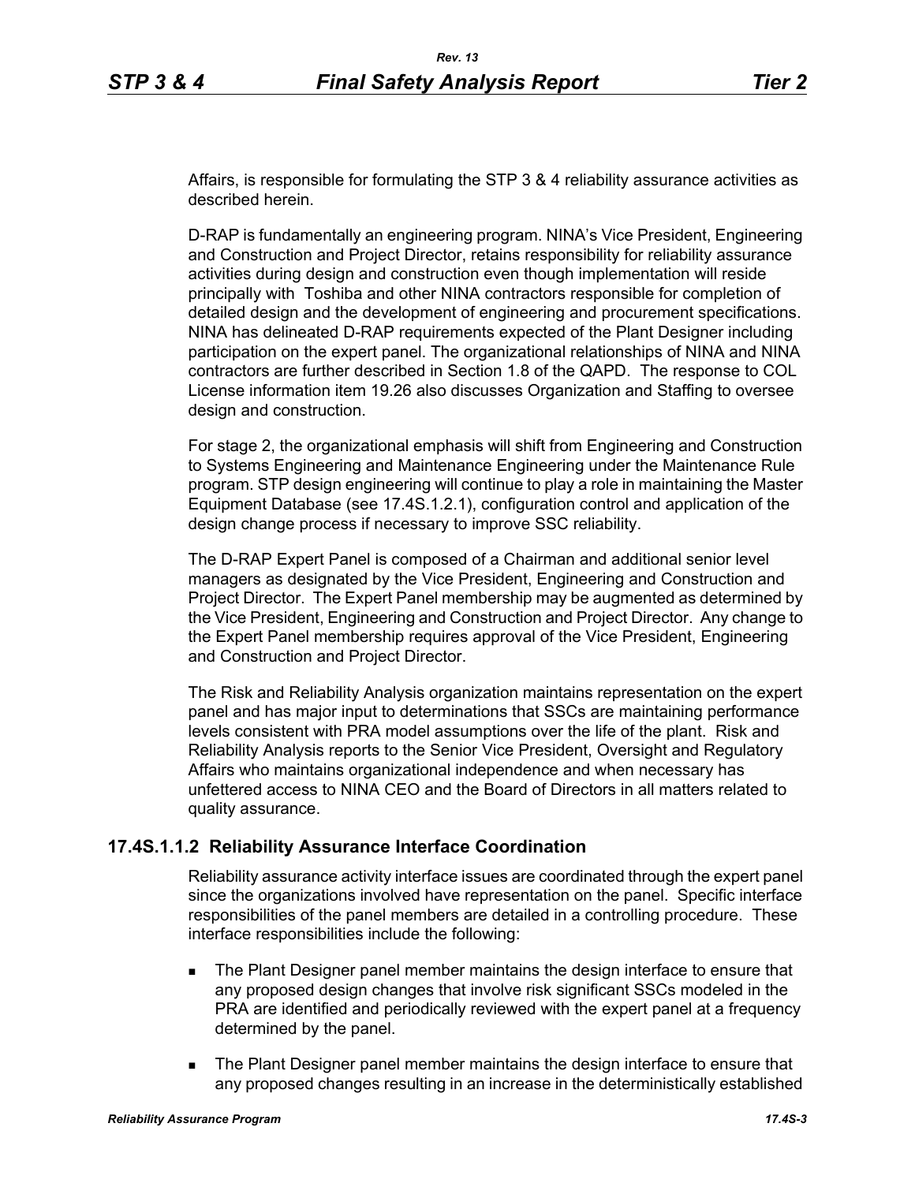Affairs, is responsible for formulating the STP 3 & 4 reliability assurance activities as described herein.

D-RAP is fundamentally an engineering program. NINA's Vice President, Engineering and Construction and Project Director, retains responsibility for reliability assurance activities during design and construction even though implementation will reside principally with Toshiba and other NINA contractors responsible for completion of detailed design and the development of engineering and procurement specifications. NINA has delineated D-RAP requirements expected of the Plant Designer including participation on the expert panel. The organizational relationships of NINA and NINA contractors are further described in Section 1.8 of the QAPD. The response to COL License information item 19.26 also discusses Organization and Staffing to oversee design and construction.

For stage 2, the organizational emphasis will shift from Engineering and Construction to Systems Engineering and Maintenance Engineering under the Maintenance Rule program. STP design engineering will continue to play a role in maintaining the Master Equipment Database (see 17.4S.1.2.1), configuration control and application of the design change process if necessary to improve SSC reliability.

The D-RAP Expert Panel is composed of a Chairman and additional senior level managers as designated by the Vice President, Engineering and Construction and Project Director. The Expert Panel membership may be augmented as determined by the Vice President, Engineering and Construction and Project Director. Any change to the Expert Panel membership requires approval of the Vice President, Engineering and Construction and Project Director.

The Risk and Reliability Analysis organization maintains representation on the expert panel and has major input to determinations that SSCs are maintaining performance levels consistent with PRA model assumptions over the life of the plant. Risk and Reliability Analysis reports to the Senior Vice President, Oversight and Regulatory Affairs who maintains organizational independence and when necessary has unfettered access to NINA CEO and the Board of Directors in all matters related to quality assurance.

### 17.4S.1.1.2 Reliability Assurance Interface Coordination

Reliability assurance activity interface issues are coordinated through the expert panel since the organizations involved have representation on the panel. Specific interface responsibilities of the panel members are detailed in a controlling procedure. These interface responsibilities include the following:

- The Plant Designer panel member maintains the design interface to ensure that any proposed design changes that involve risk significant SSCs modeled in the PRA are identified and periodically reviewed with the expert panel at a frequency determined by the panel.
- The Plant Designer panel member maintains the design interface to ensure that any proposed changes resulting in an increase in the deterministically established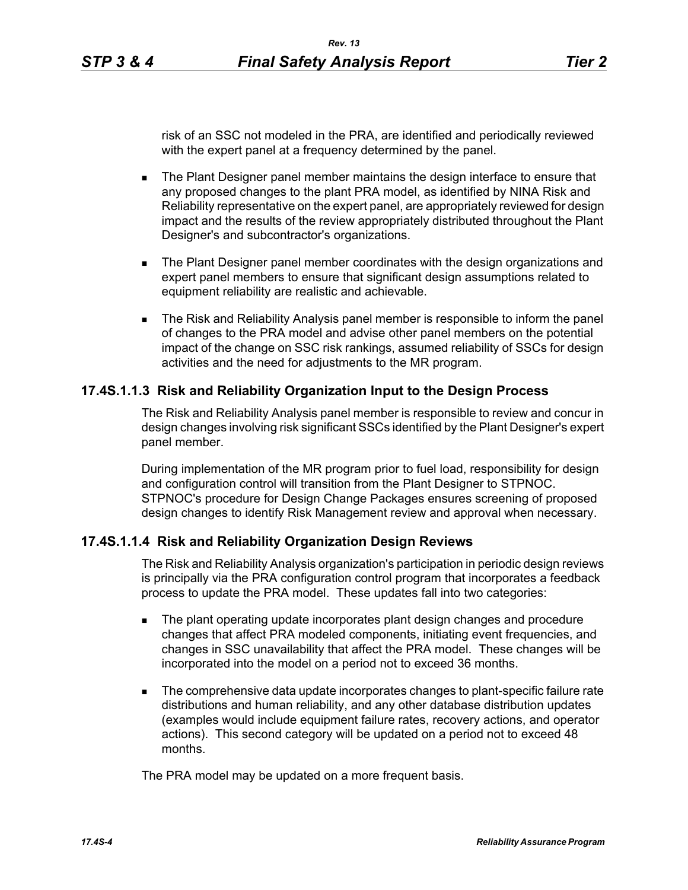risk of an SSC not modeled in the PRA, are identified and periodically reviewed with the expert panel at a frequency determined by the panel.

- The Plant Designer panel member maintains the design interface to ensure that any proposed changes to the plant PRA model, as identified by NINA Risk and Reliability representative on the expert panel, are appropriately reviewed for design impact and the results of the review appropriately distributed throughout the Plant Designer's and subcontractor's organizations.
- The Plant Designer panel member coordinates with the design organizations and expert panel members to ensure that significant design assumptions related to equipment reliability are realistic and achievable.
- The Risk and Reliability Analysis panel member is responsible to inform the panel of changes to the PRA model and advise other panel members on the potential impact of the change on SSC risk rankings, assumed reliability of SSCs for design activities and the need for adjustments to the MR program.

### 17.4S.1.1.3 Risk and Reliability Organization Input to the Design Process

The Risk and Reliability Analysis panel member is responsible to review and concur in design changes involving risk significant SSCs identified by the Plant Designer's expert panel member.

During implementation of the MR program prior to fuel load, responsibility for design and configuration control will transition from the Plant Designer to STPNOC. STPNOC's procedure for Design Change Packages ensures screening of proposed design changes to identify Risk Management review and approval when necessary.

### 17.4S.1.1.4 Risk and Reliability Organization Design Reviews

The Risk and Reliability Analysis organization's participation in periodic design reviews is principally via the PRA configuration control program that incorporates a feedback process to update the PRA model. These updates fall into two categories:

- The plant operating update incorporates plant design changes and procedure changes that affect PRA modeled components, initiating event frequencies, and changes in SSC unavailability that affect the PRA model. These changes will be incorporated into the model on a period not to exceed 36 months.
- The comprehensive data update incorporates changes to plant-specific failure rate distributions and human reliability, and any other database distribution updates (examples would include equipment failure rates, recovery actions, and operator actions). This second category will be updated on a period not to exceed 48 months.

The PRA model may be updated on a more frequent basis.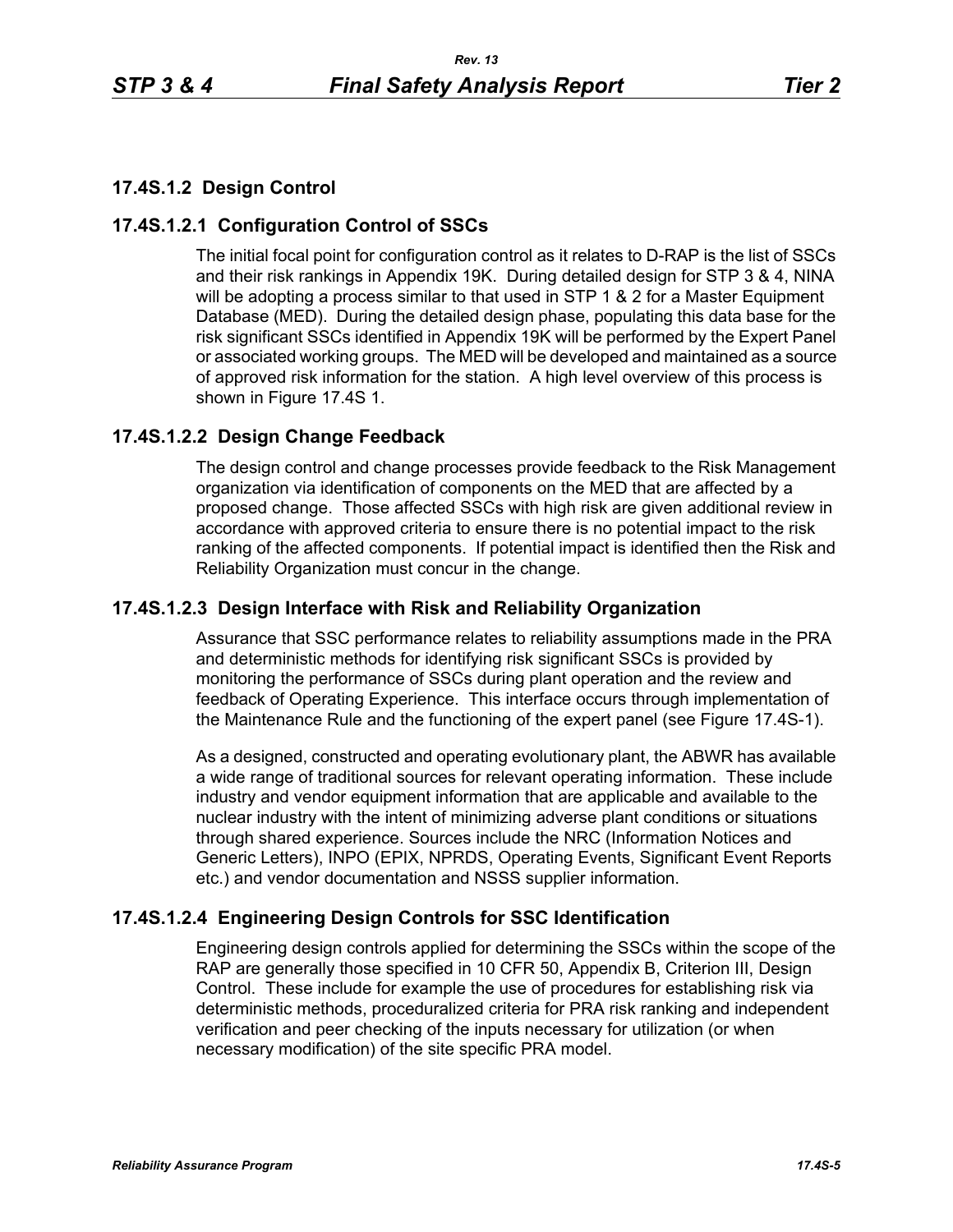## 17.4S.1.2 Design Control

### 17.4S.1.2.1 Configuration Control of SSCs

The initial focal point for configuration control as it relates to D-RAP is the list of SSCs and their risk rankings in Appendix 19K. During detailed design for STP 3 & 4, NINA will be adopting a process similar to that used in STP 1 & 2 for a Master Equipment Database (MED). During the detailed design phase, populating this data base for the risk significant SSCs identified in Appendix 19K will be performed by the Expert Panel or associated working groups. The MED will be developed and maintained as a source of approved risk information for the station. A high level overview of this process is shown in Figure 17.4S 1.

### 17.4S.1.2.2 Design Change Feedback

The design control and change processes provide feedback to the Risk Management organization via identification of components on the MED that are affected by a proposed change. Those affected SSCs with high risk are given additional review in accordance with approved criteria to ensure there is no potential impact to the risk ranking of the affected components. If potential impact is identified then the Risk and Reliability Organization must concur in the change.

### 17.4S.1.2.3 Design Interface with Risk and Reliability Organization

Assurance that SSC performance relates to reliability assumptions made in the PRA and deterministic methods for identifying risk significant SSCs is provided by monitoring the performance of SSCs during plant operation and the review and feedback of Operating Experience. This interface occurs through implementation of the Maintenance Rule and the functioning of the expert panel (see Figure 17.4S-1).

As a designed, constructed and operating evolutionary plant, the ABWR has available a wide range of traditional sources for relevant operating information. These include industry and vendor equipment information that are applicable and available to the nuclear industry with the intent of minimizing adverse plant conditions or situations through shared experience. Sources include the NRC (Information Notices and Generic Letters), INPO (EPIX, NPRDS, Operating Events, Significant Event Reports etc.) and vendor documentation and NSSS supplier information.

### 17.4S.1.2.4 Engineering Design Controls for SSC Identification

Engineering design controls applied for determining the SSCs within the scope of the RAP are generally those specified in 10 CFR 50, Appendix B, Criterion III, Design Control. These include for example the use of procedures for establishing risk via deterministic methods, proceduralized criteria for PRA risk ranking and independent verification and peer checking of the inputs necessary for utilization (or when necessary modification) of the site specific PRA model.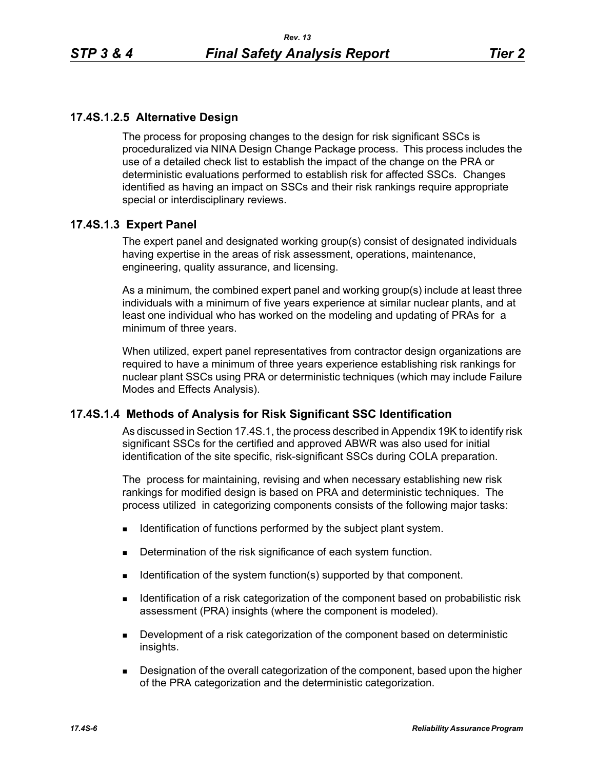### 17.4S.1.2.5 Alternative Design

The process for proposing changes to the design for risk significant SSCs is proceduralized via NINA Design Change Package process. This process includes the use of a detailed check list to establish the impact of the change on the PRA or deterministic evaluations performed to establish risk for affected SSCs. Changes identified as having an impact on SSCs and their risk rankings require appropriate special or interdisciplinary reviews.

## 17.4S.1.3 Expert Panel

The expert panel and designated working group(s) consist of designated individuals having expertise in the areas of risk assessment, operations, maintenance, engineering, quality assurance, and licensing.

As a minimum, the combined expert panel and working group(s) include at least three individuals with a minimum of five years experience at similar nuclear plants, and at least one individual who has worked on the modeling and updating of PRAs for a minimum of three years.

When utilized, expert panel representatives from contractor design organizations are required to have a minimum of three years experience establishing risk rankings for nuclear plant SSCs using PRA or deterministic techniques (which may include Failure Modes and Effects Analysis).

## 17.4S.1.4 Methods of Analysis for Risk Significant SSC Identification

As discussed in Section 17.4S.1, the process described in Appendix 19K to identify risk significant SSCs for the certified and approved ABWR was also used for initial identification of the site specific, risk-significant SSCs during COLA preparation.

The process for maintaining, revising and when necessary establishing new risk rankings for modified design is based on PRA and deterministic techniques. The process utilized in categorizing components consists of the following major tasks:

- Identification of functions performed by the subject plant system.
- Determination of the risk significance of each system function.
- Identification of the system function(s) supported by that component.
- Identification of a risk categorization of the component based on probabilistic risk assessment (PRA) insights (where the component is modeled).
- Development of a risk categorization of the component based on deterministic insights.
- Designation of the overall categorization of the component, based upon the higher of the PRA categorization and the deterministic categorization.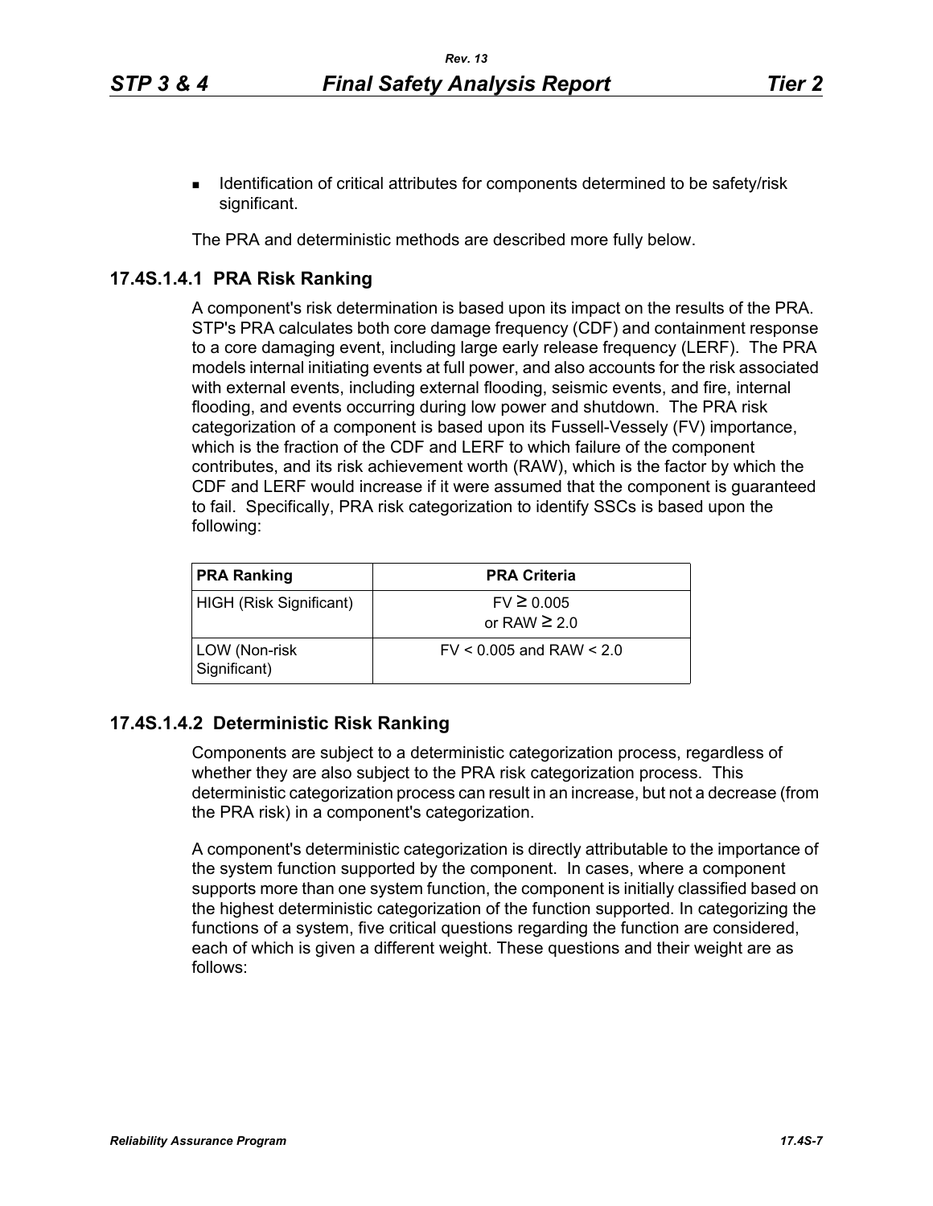- Identification of critical attributes for components determined to be safety/risk significant.

The PRA and deterministic methods are described more fully below.

### 17.4S.1.4.1 PRA Risk Ranking

A component's risk determination is based upon its impact on the results of the PRA. STP's PRA calculates both core damage frequency (CDF) and containment response to a core damaging event, including large early release frequency (LERF). The PRA models internal initiating events at full power, and also accounts for the risk associated with external events, including external flooding, seismic events, and fire, internal flooding, and events occurring during low power and shutdown. The PRA risk categorization of a component is based upon its Fussell-Vessely (FV) importance, which is the fraction of the CDF and LERF to which failure of the component contributes, and its risk achievement worth (RAW), which is the factor by which the CDF and LERF would increase if it were assumed that the component is guaranteed to fail. Specifically, PRA risk categorization to identify SSCs is based upon the following:

| PRA Ranking | PRA Criteria |
|---|---|
| HIGH (Risk Significant) | FV ≥ 0.005<br>or RAW ≥ 2.0 |
| LOW (Non-risk Significant) | FV < 0.005 and RAW < 2.0 |

### 17.4S.1.4.2 Deterministic Risk Ranking

Components are subject to a deterministic categorization process, regardless of whether they are also subject to the PRA risk categorization process. This deterministic categorization process can result in an increase, but not a decrease (from the PRA risk) in a component's categorization.

A component's deterministic categorization is directly attributable to the importance of the system function supported by the component. In cases, where a component supports more than one system function, the component is initially classified based on the highest deterministic categorization of the function supported. In categorizing the functions of a system, five critical questions regarding the function are considered, each of which is given a different weight. These questions and their weight are as follows: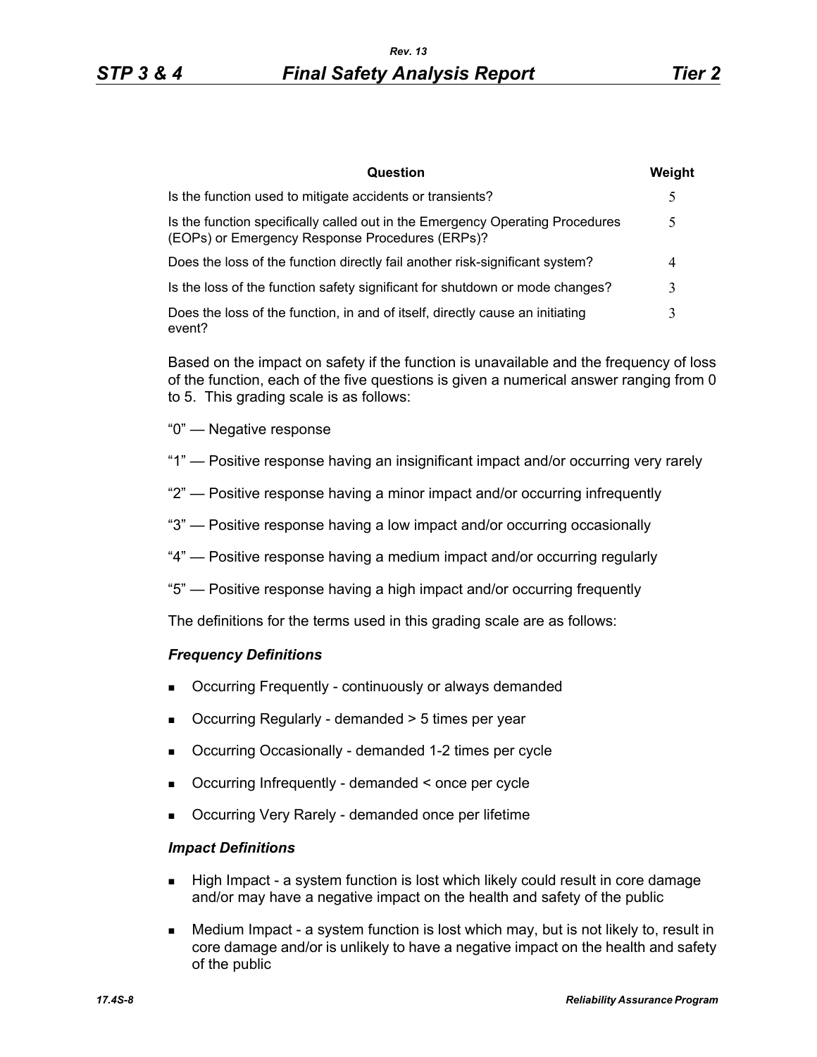| Question | Weight |
|---|---|
| Is the function used to mitigate accidents or transients? | 5 |
| Is the function specifically called out in the Emergency Operating Procedures (EOPs) or Emergency Response Procedures (ERPs)? | 5 |
| Does the loss of the function directly fail another risk-significant system? | 4 |
| Is the loss of the function safety significant for shutdown or mode changes? | 3 |
| Does the loss of the function, in and of itself, directly cause an initiating event? | 3 |

Based on the impact on safety if the function is unavailable and the frequency of loss of the function, each of the five questions is given a numerical answer ranging from 0 to 5. This grading scale is as follows:

"0" — Negative response

"1" — Positive response having an insignificant impact and/or occurring very rarely

"2" — Positive response having a minor impact and/or occurring infrequently

"3" — Positive response having a low impact and/or occurring occasionally

"4" — Positive response having a medium impact and/or occurring regularly

"5" — Positive response having a high impact and/or occurring frequently

The definitions for the terms used in this grading scale are as follows:

***Frequency Definitions***

- Occurring Frequently - continuously or always demanded
- Occurring Regularly - demanded > 5 times per year
- Occurring Occasionally - demanded 1-2 times per cycle
- Occurring Infrequently - demanded < once per cycle
- Occurring Very Rarely - demanded once per lifetime

***Impact Definitions***

- High Impact - a system function is lost which likely could result in core damage and/or may have a negative impact on the health and safety of the public
- Medium Impact - a system function is lost which may, but is not likely to, result in core damage and/or is unlikely to have a negative impact on the health and safety of the public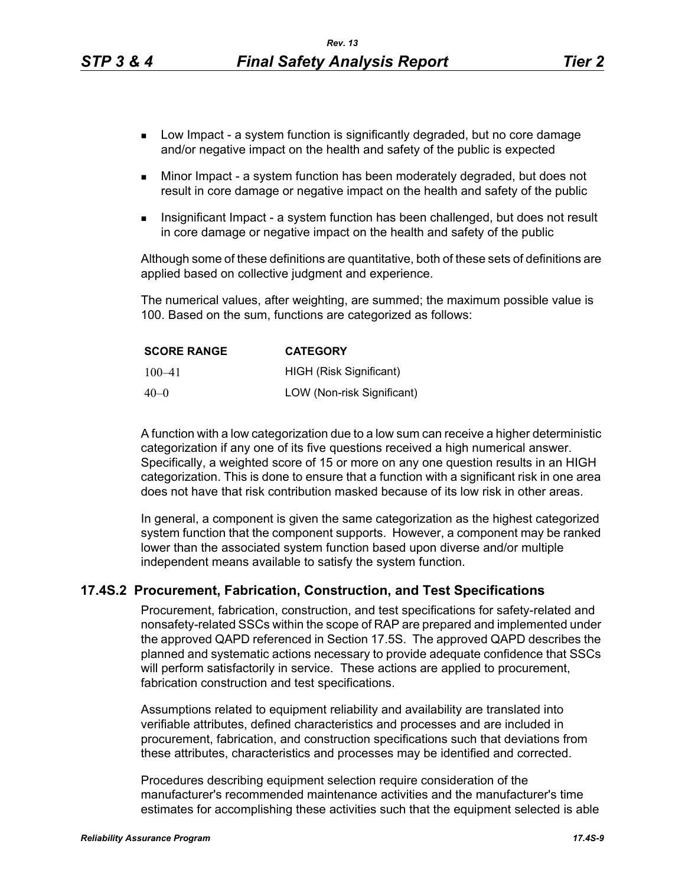- Low Impact - a system function is significantly degraded, but no core damage and/or negative impact on the health and safety of the public is expected
- Minor Impact - a system function has been moderately degraded, but does not result in core damage or negative impact on the health and safety of the public
- Insignificant Impact - a system function has been challenged, but does not result in core damage or negative impact on the health and safety of the public

Although some of these definitions are quantitative, both of these sets of definitions are applied based on collective judgment and experience.

The numerical values, after weighting, are summed; the maximum possible value is 100. Based on the sum, functions are categorized as follows:

| SCORE RANGE | CATEGORY |
|---|---|
| 100–41 | HIGH (Risk Significant) |
| 40–0 | LOW (Non-risk Significant) |

A function with a low categorization due to a low sum can receive a higher deterministic categorization if any one of its five questions received a high numerical answer. Specifically, a weighted score of 15 or more on any one question results in an HIGH categorization. This is done to ensure that a function with a significant risk in one area does not have that risk contribution masked because of its low risk in other areas.

In general, a component is given the same categorization as the highest categorized system function that the component supports. However, a component may be ranked lower than the associated system function based upon diverse and/or multiple independent means available to satisfy the system function.

## 17.4S.2 Procurement, Fabrication, Construction, and Test Specifications

Procurement, fabrication, construction, and test specifications for safety-related and nonsafety-related SSCs within the scope of RAP are prepared and implemented under the approved QAPD referenced in Section 17.5S. The approved QAPD describes the planned and systematic actions necessary to provide adequate confidence that SSCs will perform satisfactorily in service. These actions are applied to procurement, fabrication construction and test specifications.

Assumptions related to equipment reliability and availability are translated into verifiable attributes, defined characteristics and processes and are included in procurement, fabrication, and construction specifications such that deviations from these attributes, characteristics and processes may be identified and corrected.

Procedures describing equipment selection require consideration of the manufacturer's recommended maintenance activities and the manufacturer's time estimates for accomplishing these activities such that the equipment selected is able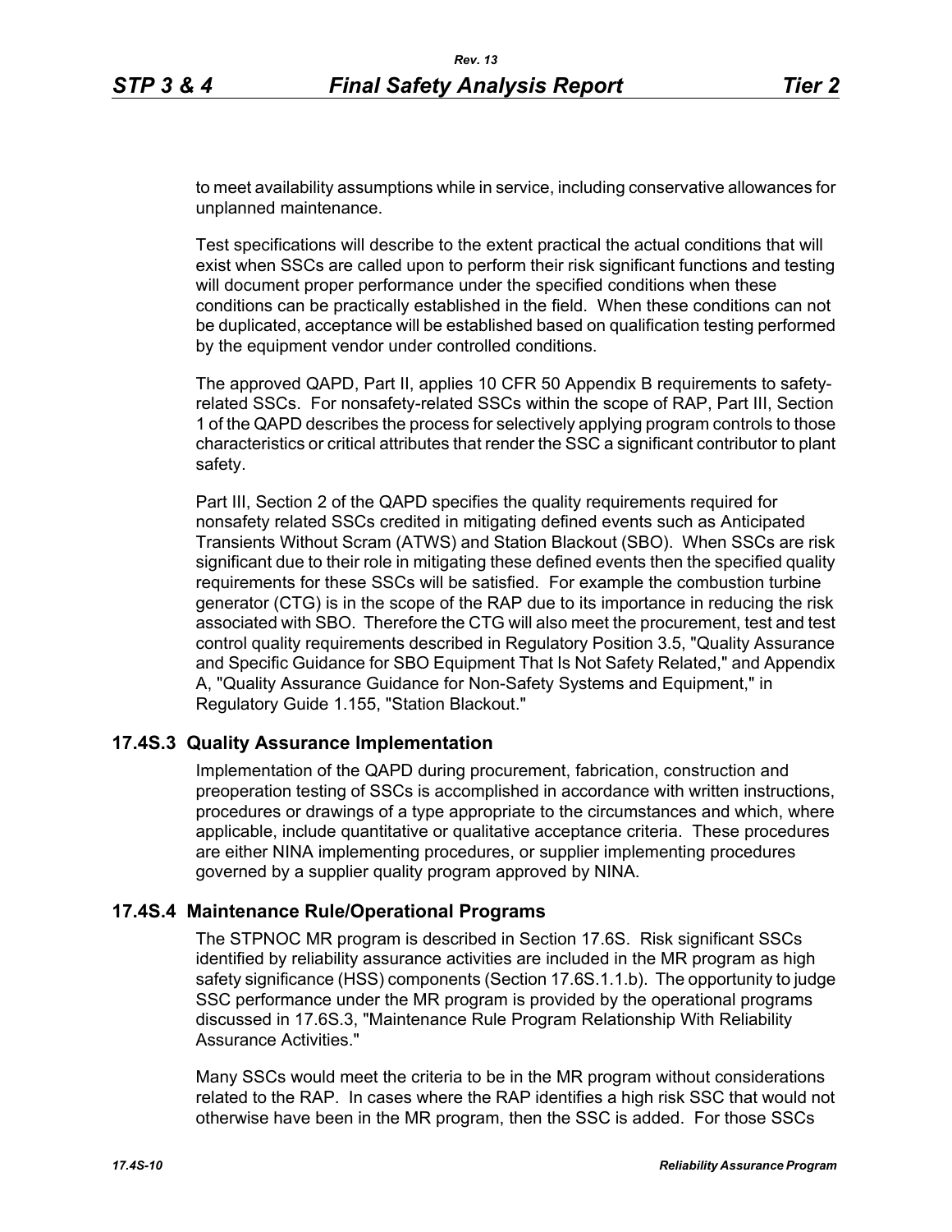to meet availability assumptions while in service, including conservative allowances for unplanned maintenance.

Test specifications will describe to the extent practical the actual conditions that will exist when SSCs are called upon to perform their risk significant functions and testing will document proper performance under the specified conditions when these conditions can be practically established in the field. When these conditions can not be duplicated, acceptance will be established based on qualification testing performed by the equipment vendor under controlled conditions.

The approved QAPD, Part II, applies 10 CFR 50 Appendix B requirements to safety-related SSCs. For nonsafety-related SSCs within the scope of RAP, Part III, Section 1 of the QAPD describes the process for selectively applying program controls to those characteristics or critical attributes that render the SSC a significant contributor to plant safety.

Part III, Section 2 of the QAPD specifies the quality requirements required for nonsafety related SSCs credited in mitigating defined events such as Anticipated Transients Without Scram (ATWS) and Station Blackout (SBO). When SSCs are risk significant due to their role in mitigating these defined events then the specified quality requirements for these SSCs will be satisfied. For example the combustion turbine generator (CTG) is in the scope of the RAP due to its importance in reducing the risk associated with SBO. Therefore the CTG will also meet the procurement, test and test control quality requirements described in Regulatory Position 3.5, "Quality Assurance and Specific Guidance for SBO Equipment That Is Not Safety Related," and Appendix A, "Quality Assurance Guidance for Non-Safety Systems and Equipment," in Regulatory Guide 1.155, "Station Blackout."

## 17.4S.3 Quality Assurance Implementation

Implementation of the QAPD during procurement, fabrication, construction and preoperation testing of SSCs is accomplished in accordance with written instructions, procedures or drawings of a type appropriate to the circumstances and which, where applicable, include quantitative or qualitative acceptance criteria. These procedures are either NINA implementing procedures, or supplier implementing procedures governed by a supplier quality program approved by NINA.

## 17.4S.4 Maintenance Rule/Operational Programs

The STPNOC MR program is described in Section 17.6S. Risk significant SSCs identified by reliability assurance activities are included in the MR program as high safety significance (HSS) components (Section 17.6S.1.1.b). The opportunity to judge SSC performance under the MR program is provided by the operational programs discussed in 17.6S.3, "Maintenance Rule Program Relationship With Reliability Assurance Activities."

Many SSCs would meet the criteria to be in the MR program without considerations related to the RAP. In cases where the RAP identifies a high risk SSC that would not otherwise have been in the MR program, then the SSC is added. For those SSCs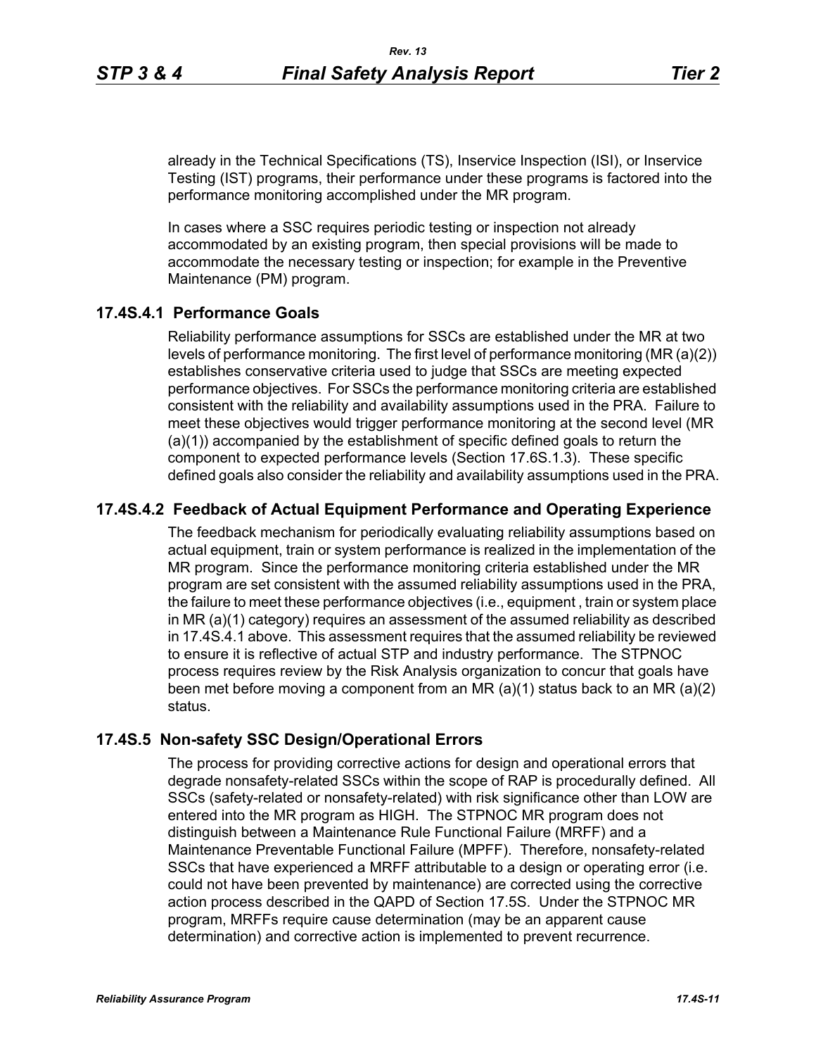already in the Technical Specifications (TS), Inservice Inspection (ISI), or Inservice Testing (IST) programs, their performance under these programs is factored into the performance monitoring accomplished under the MR program.

In cases where a SSC requires periodic testing or inspection not already accommodated by an existing program, then special provisions will be made to accommodate the necessary testing or inspection; for example in the Preventive Maintenance (PM) program.

### 17.4S.4.1 Performance Goals

Reliability performance assumptions for SSCs are established under the MR at two levels of performance monitoring. The first level of performance monitoring (MR (a)(2)) establishes conservative criteria used to judge that SSCs are meeting expected performance objectives. For SSCs the performance monitoring criteria are established consistent with the reliability and availability assumptions used in the PRA. Failure to meet these objectives would trigger performance monitoring at the second level (MR (a)(1)) accompanied by the establishment of specific defined goals to return the component to expected performance levels (Section 17.6S.1.3). These specific defined goals also consider the reliability and availability assumptions used in the PRA.

### 17.4S.4.2 Feedback of Actual Equipment Performance and Operating Experience

The feedback mechanism for periodically evaluating reliability assumptions based on actual equipment, train or system performance is realized in the implementation of the MR program. Since the performance monitoring criteria established under the MR program are set consistent with the assumed reliability assumptions used in the PRA, the failure to meet these performance objectives (i.e., equipment , train or system place in MR (a)(1) category) requires an assessment of the assumed reliability as described in 17.4S.4.1 above. This assessment requires that the assumed reliability be reviewed to ensure it is reflective of actual STP and industry performance. The STPNOC process requires review by the Risk Analysis organization to concur that goals have been met before moving a component from an MR (a)(1) status back to an MR (a)(2) status.

## 17.4S.5 Non-safety SSC Design/Operational Errors

The process for providing corrective actions for design and operational errors that degrade nonsafety-related SSCs within the scope of RAP is procedurally defined. All SSCs (safety-related or nonsafety-related) with risk significance other than LOW are entered into the MR program as HIGH. The STPNOC MR program does not distinguish between a Maintenance Rule Functional Failure (MRFF) and a Maintenance Preventable Functional Failure (MPFF). Therefore, nonsafety-related SSCs that have experienced a MRFF attributable to a design or operating error (i.e. could not have been prevented by maintenance) are corrected using the corrective action process described in the QAPD of Section 17.5S. Under the STPNOC MR program, MRFFs require cause determination (may be an apparent cause determination) and corrective action is implemented to prevent recurrence.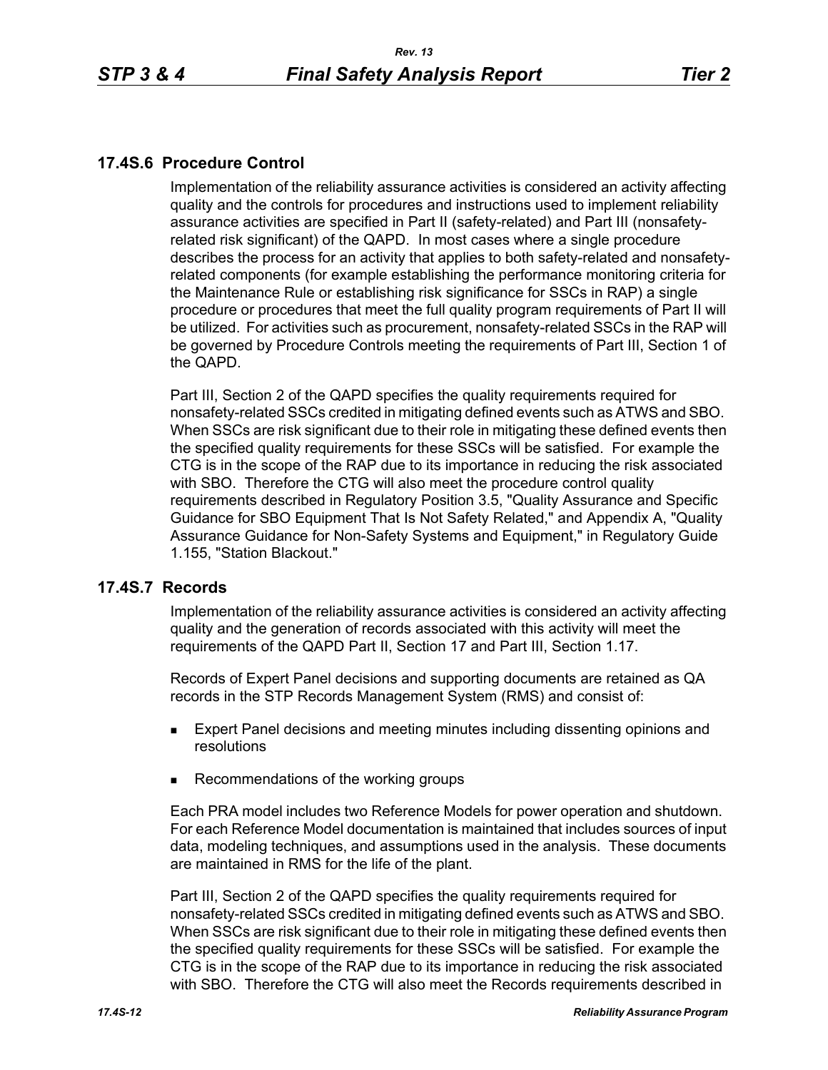## 17.4S.6 Procedure Control

Implementation of the reliability assurance activities is considered an activity affecting quality and the controls for procedures and instructions used to implement reliability assurance activities are specified in Part II (safety-related) and Part III (nonsafety-related risk significant) of the QAPD. In most cases where a single procedure describes the process for an activity that applies to both safety-related and nonsafety-related components (for example establishing the performance monitoring criteria for the Maintenance Rule or establishing risk significance for SSCs in RAP) a single procedure or procedures that meet the full quality program requirements of Part II will be utilized. For activities such as procurement, nonsafety-related SSCs in the RAP will be governed by Procedure Controls meeting the requirements of Part III, Section 1 of the QAPD.

Part III, Section 2 of the QAPD specifies the quality requirements required for nonsafety-related SSCs credited in mitigating defined events such as ATWS and SBO. When SSCs are risk significant due to their role in mitigating these defined events then the specified quality requirements for these SSCs will be satisfied. For example the CTG is in the scope of the RAP due to its importance in reducing the risk associated with SBO. Therefore the CTG will also meet the procedure control quality requirements described in Regulatory Position 3.5, "Quality Assurance and Specific Guidance for SBO Equipment That Is Not Safety Related," and Appendix A, "Quality Assurance Guidance for Non-Safety Systems and Equipment," in Regulatory Guide 1.155, "Station Blackout."

## 17.4S.7 Records

Implementation of the reliability assurance activities is considered an activity affecting quality and the generation of records associated with this activity will meet the requirements of the QAPD Part II, Section 17 and Part III, Section 1.17.

Records of Expert Panel decisions and supporting documents are retained as QA records in the STP Records Management System (RMS) and consist of:

- Expert Panel decisions and meeting minutes including dissenting opinions and resolutions
- Recommendations of the working groups

Each PRA model includes two Reference Models for power operation and shutdown. For each Reference Model documentation is maintained that includes sources of input data, modeling techniques, and assumptions used in the analysis. These documents are maintained in RMS for the life of the plant.

Part III, Section 2 of the QAPD specifies the quality requirements required for nonsafety-related SSCs credited in mitigating defined events such as ATWS and SBO. When SSCs are risk significant due to their role in mitigating these defined events then the specified quality requirements for these SSCs will be satisfied. For example the CTG is in the scope of the RAP due to its importance in reducing the risk associated with SBO. Therefore the CTG will also meet the Records requirements described in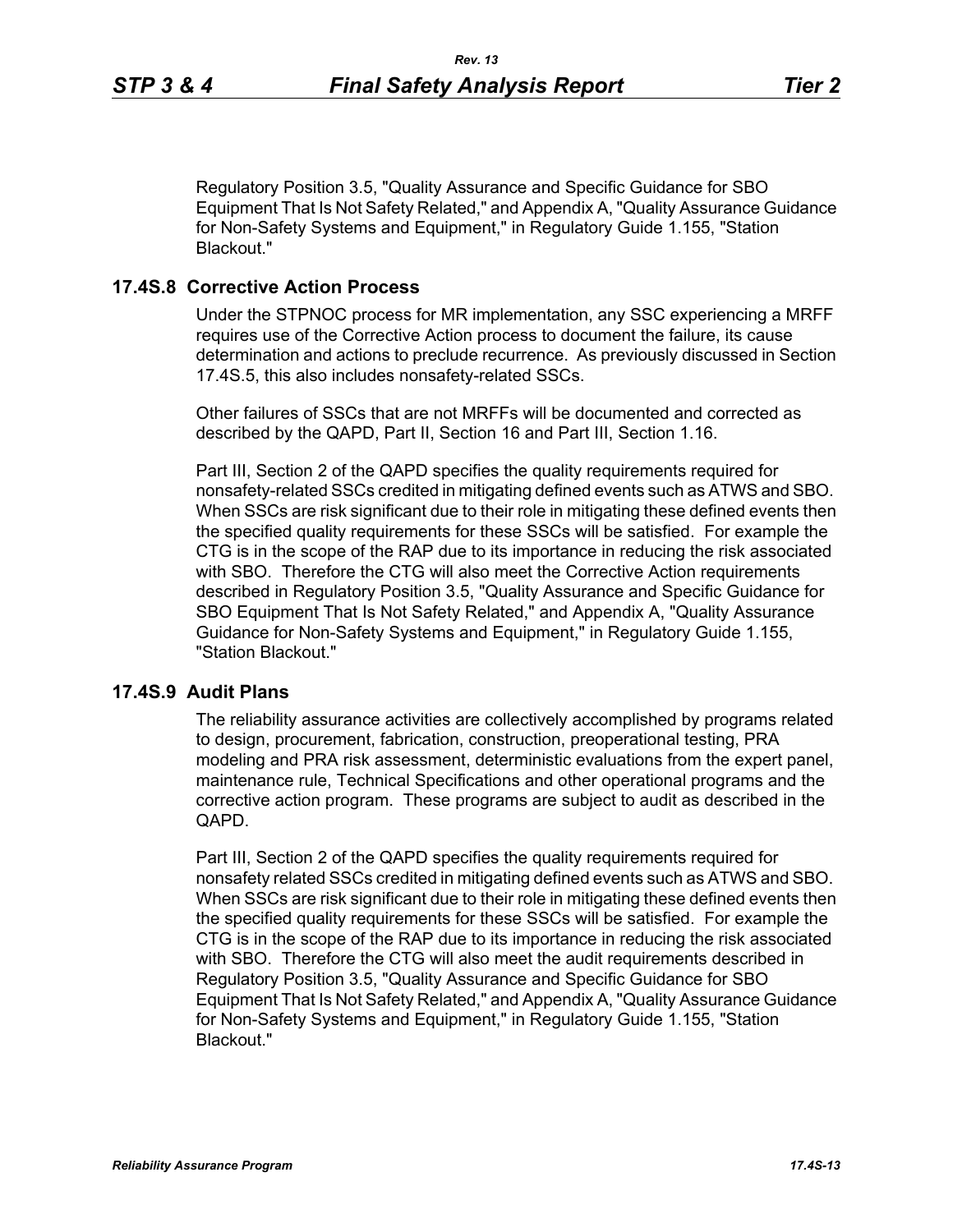Regulatory Position 3.5, "Quality Assurance and Specific Guidance for SBO Equipment That Is Not Safety Related," and Appendix A, "Quality Assurance Guidance for Non-Safety Systems and Equipment," in Regulatory Guide 1.155, "Station Blackout."

## 17.4S.8 Corrective Action Process

Under the STPNOC process for MR implementation, any SSC experiencing a MRFF requires use of the Corrective Action process to document the failure, its cause determination and actions to preclude recurrence. As previously discussed in Section 17.4S.5, this also includes nonsafety-related SSCs.

Other failures of SSCs that are not MRFFs will be documented and corrected as described by the QAPD, Part II, Section 16 and Part III, Section 1.16.

Part III, Section 2 of the QAPD specifies the quality requirements required for nonsafety-related SSCs credited in mitigating defined events such as ATWS and SBO. When SSCs are risk significant due to their role in mitigating these defined events then the specified quality requirements for these SSCs will be satisfied. For example the CTG is in the scope of the RAP due to its importance in reducing the risk associated with SBO. Therefore the CTG will also meet the Corrective Action requirements described in Regulatory Position 3.5, "Quality Assurance and Specific Guidance for SBO Equipment That Is Not Safety Related," and Appendix A, "Quality Assurance Guidance for Non-Safety Systems and Equipment," in Regulatory Guide 1.155, "Station Blackout."

## 17.4S.9 Audit Plans

The reliability assurance activities are collectively accomplished by programs related to design, procurement, fabrication, construction, preoperational testing, PRA modeling and PRA risk assessment, deterministic evaluations from the expert panel, maintenance rule, Technical Specifications and other operational programs and the corrective action program. These programs are subject to audit as described in the QAPD.

Part III, Section 2 of the QAPD specifies the quality requirements required for nonsafety related SSCs credited in mitigating defined events such as ATWS and SBO. When SSCs are risk significant due to their role in mitigating these defined events then the specified quality requirements for these SSCs will be satisfied. For example the CTG is in the scope of the RAP due to its importance in reducing the risk associated with SBO. Therefore the CTG will also meet the audit requirements described in Regulatory Position 3.5, "Quality Assurance and Specific Guidance for SBO Equipment That Is Not Safety Related," and Appendix A, "Quality Assurance Guidance for Non-Safety Systems and Equipment," in Regulatory Guide 1.155, "Station Blackout."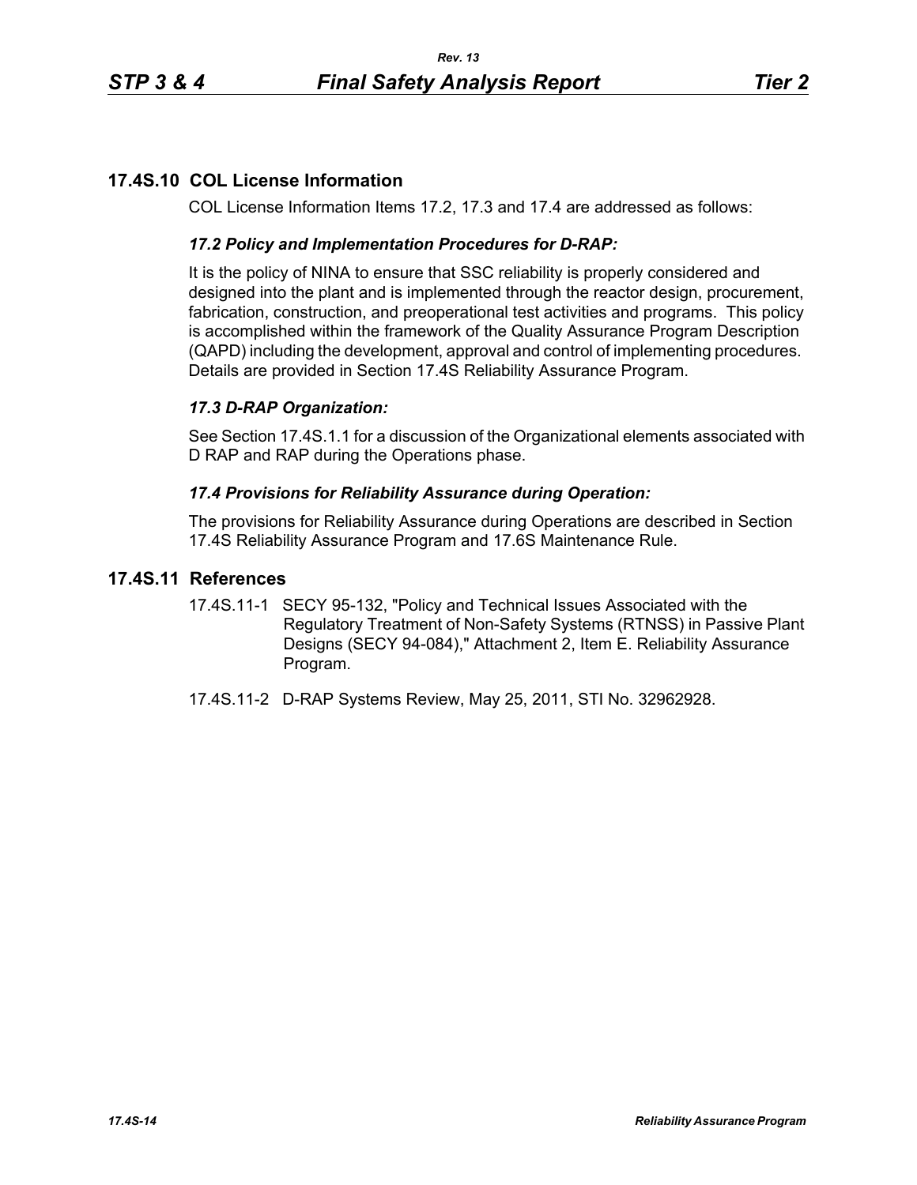## 17.4S.10 COL License Information

COL License Information Items 17.2, 17.3 and 17.4 are addressed as follows:

### *17.2 Policy and Implementation Procedures for D-RAP:*

It is the policy of NINA to ensure that SSC reliability is properly considered and designed into the plant and is implemented through the reactor design, procurement, fabrication, construction, and preoperational test activities and programs. This policy is accomplished within the framework of the Quality Assurance Program Description (QAPD) including the development, approval and control of implementing procedures. Details are provided in Section 17.4S Reliability Assurance Program.

### *17.3 D-RAP Organization:*

See Section 17.4S.1.1 for a discussion of the Organizational elements associated with D RAP and RAP during the Operations phase.

### *17.4 Provisions for Reliability Assurance during Operation:*

The provisions for Reliability Assurance during Operations are described in Section 17.4S Reliability Assurance Program and 17.6S Maintenance Rule.

## 17.4S.11 References

17.4S.11-1 SECY 95-132, "Policy and Technical Issues Associated with the Regulatory Treatment of Non-Safety Systems (RTNSS) in Passive Plant Designs (SECY 94-084)," Attachment 2, Item E. Reliability Assurance Program.

17.4S.11-2 D-RAP Systems Review, May 25, 2011, STI No. 32962928.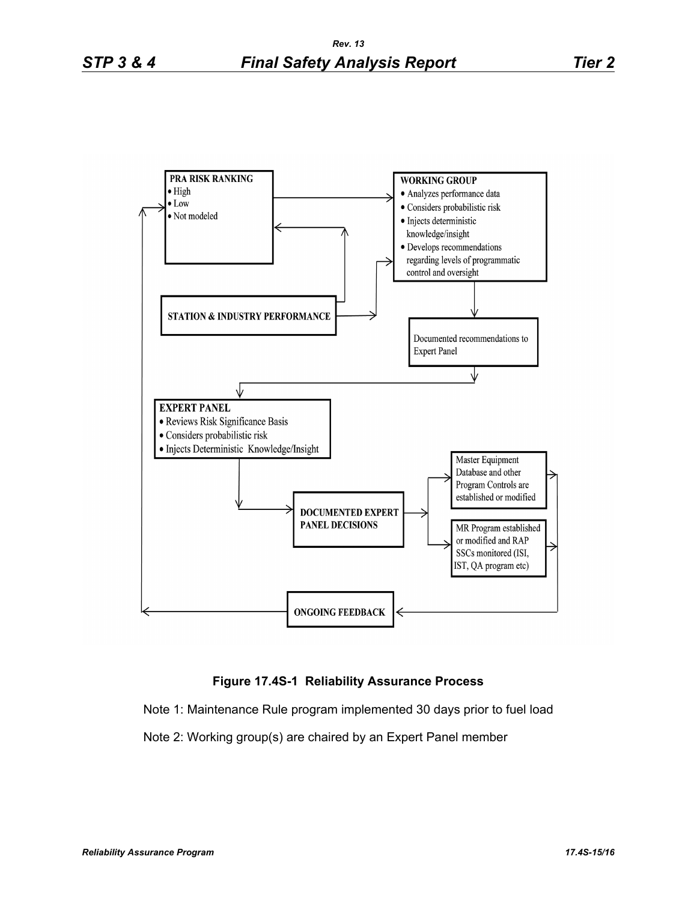PRA RISK RANKING
- High
- Low
- Not modeled

WORKING GROUP
- Analyzes performance data
- Considers probabilistic risk
- Injects deterministic knowledge/insight
- Develops recommendations regarding levels of programmatic control and oversight

STATION & INDUSTRY PERFORMANCE

Documented recommendations to Expert Panel

EXPERT PANEL
- Reviews Risk Significance Basis
- Considers probabilistic risk
- Injects Deterministic Knowledge/Insight

DOCUMENTED EXPERT PANEL DECISIONS

Master Equipment Database and other Program Controls are established or modified

MR Program established or modified and RAP SSCs monitored (ISI, IST, QA program etc)

ONGOING FEEDBACK

**Figure 17.4S-1 Reliability Assurance Process**

Note 1: Maintenance Rule program implemented 30 days prior to fuel load

Note 2: Working group(s) are chaired by an Expert Panel member